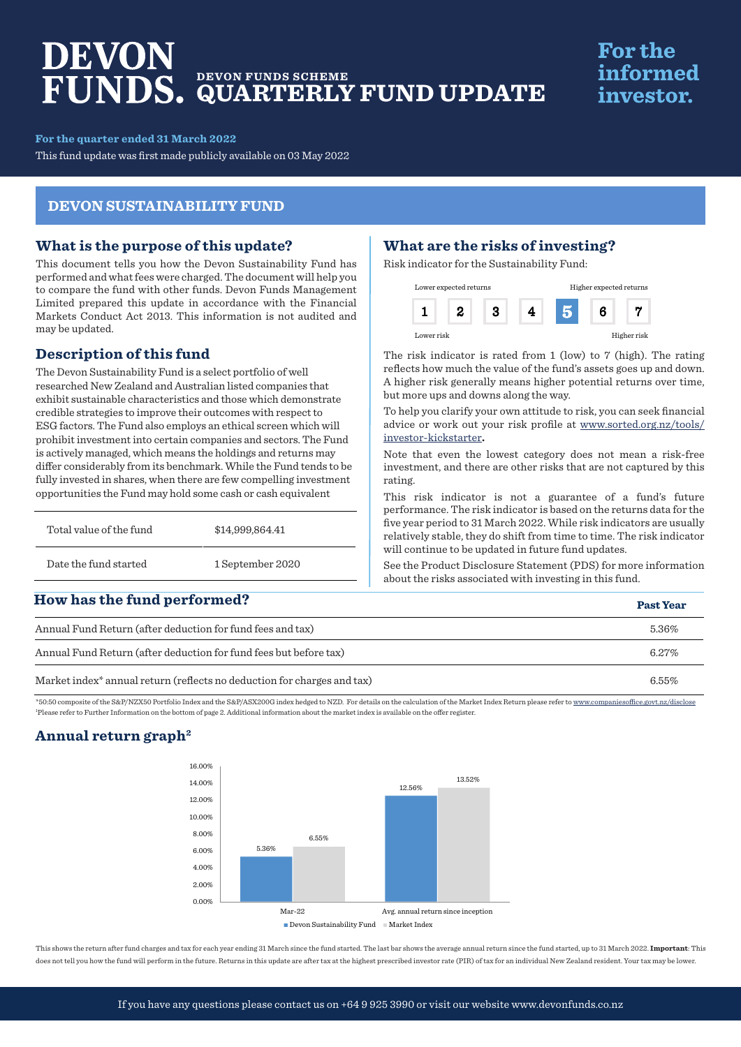# DEVON FUNDS.

## DEVON FUNDS SCHEME QUARTERLY FUND UPDATE

**For the informed investor.**

**For the quarter ended 31 March 2022**

This fund update was first made publicly available on 03 May 2022

## DEVON SUSTAINABILITY FUND

### What is the purpose of this update?

This document tells you how the Devon Sustainability Fund has performed and what fees were charged. The document will help you to compare the fund with other funds. Devon Funds Management Limited prepared this update in accordance with the Financial Markets Conduct Act 2013. This information is not audited and may be updated.

### Description of this fund

The Devon Sustainability Fund is a select portfolio of well researched New Zealand and Australian listed companies that exhibit sustainable characteristics and those which demonstrate credible strategies to improve their outcomes with respect to ESG factors. The Fund also employs an ethical screen which will prohibit investment into certain companies and sectors. The Fund is actively managed, which means the holdings and returns may differ considerably from its benchmark. While the Fund tends to be fully invested in shares, when there are few compelling investment opportunities the Fund may hold some cash or cash equivalent

| | |
|---|---|
| Total value of the fund | $14,999,864.41 |
| Date the fund started | 1 September 2020 |

### What are the risks of investing?

Risk indicator for the Sustainability Fund:

Lower expected returns — Higher expected returns

| 1 | 2 | 3 | 4 | **5** | 6 | 7 |
|---|---|---|---|---|---|---|

Lower risk — Higher risk

The risk indicator is rated from 1 (low) to 7 (high). The rating reflects how much the value of the fund's assets goes up and down. A higher risk generally means higher potential returns over time, but more ups and downs along the way.

To help you clarify your own attitude to risk, you can seek financial advice or work out your risk profile at www.sorted.org.nz/tools/investor-kickstarter.

Note that even the lowest category does not mean a risk-free investment, and there are other risks that are not captured by this rating.

This risk indicator is not a guarantee of a fund's future performance. The risk indicator is based on the returns data for the five year period to 31 March 2022. While risk indicators are usually relatively stable, they do shift from time to time. The risk indicator will continue to be updated in future fund updates.

See the Product Disclosure Statement (PDS) for more information about the risks associated with investing in this fund.

### How has the fund performed?

| | Past Year |
|---|---|
| Annual Fund Return (after deduction for fund fees and tax) | 5.36% |
| Annual Fund Return (after deduction for fund fees but before tax) | 6.27% |
| Market index* annual return (reflects no deduction for charges and tax) | 6.55% |

*50:50 composite of the S&P/NZX50 Portfolio Index and the S&P/ASX200G index hedged to NZD. For details on the calculation of the Market Index Return please refer to www.companiesoffice.govt.nz/disclose
[1]Please refer to Further Information on the bottom of page 2. Additional information about the market index is available on the offer register.

### Annual return graph[2]

| | Devon Sustainability Fund | Market Index |
|---|---|---|
| Mar-22 | 5.36% | 6.55% |
| Avg. annual return since inception | 12.56% | 13.52% |

This shows the return after fund charges and tax for each year ending 31 March since the fund started. The last bar shows the average annual return since the fund started, up to 31 March 2022. **Important**: This does not tell you how the fund will perform in the future. Returns in this update are after tax at the highest prescribed investor rate (PIR) of tax for an individual New Zealand resident. Your tax may be lower.

If you have any questions please contact us on +64 9 925 3990 or visit our website www.devonfunds.co.nz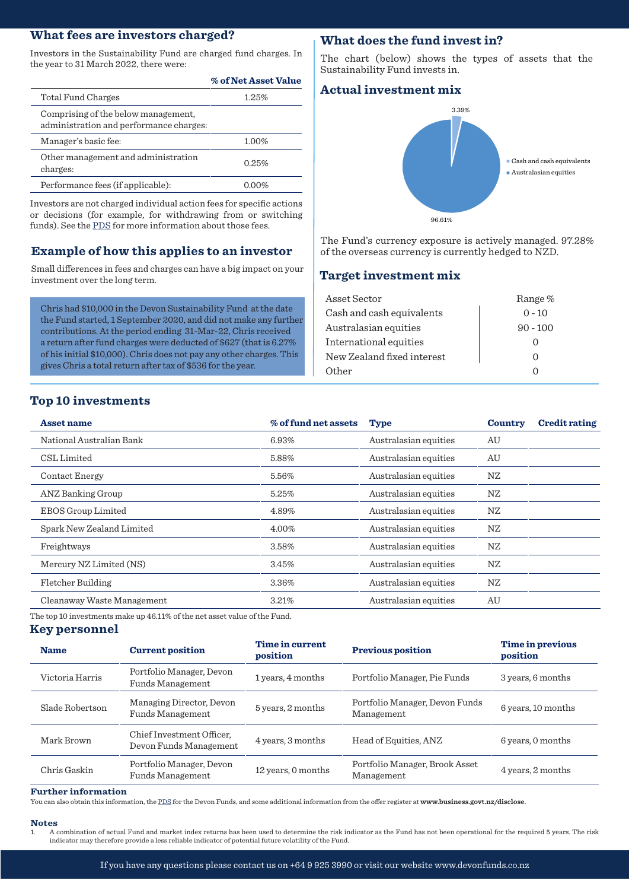## What fees are investors charged?

Investors in the Sustainability Fund are charged fund charges. In the year to 31 March 2022, there were:

| | % of Net Asset Value |
|---|---|
| Total Fund Charges | 1.25% |
| Comprising of the below management, administration and performance charges: | |
| Manager's basic fee: | 1.00% |
| Other management and administration charges: | 0.25% |
| Performance fees (if applicable): | 0.00% |

Investors are not charged individual action fees for specific actions or decisions (for example, for withdrawing from or switching funds). See the PDS for more information about those fees.

## Example of how this applies to an investor

Small differences in fees and charges can have a big impact on your investment over the long term.

Chris had $10,000 in the Devon Sustainability Fund at the date the Fund started, 1 September 2020, and did not make any further contributions. At the period ending 31-Mar-22, Chris received a return after fund charges were deducted of $627 (that is 6.27% of his initial $10,000). Chris does not pay any other charges. This gives Chris a total return after tax of $536 for the year.

## What does the fund invest in?

The chart (below) shows the types of assets that the Sustainability Fund invests in.

## Actual investment mix

3.39%
96.61%
Cash and cash equivalents
Australasian equities

The Fund's currency exposure is actively managed. 97.28% of the overseas currency is currently hedged to NZD.

## Target investment mix

| Asset Sector | Range % |
|---|---|
| Cash and cash equivalents | 0 - 10 |
| Australasian equities | 90 - 100 |
| International equities | 0 |
| New Zealand fixed interest | 0 |
| Other | 0 |

## Top 10 investments

| Asset name | % of fund net assets | Type | Country | Credit rating |
|---|---|---|---|---|
| National Australian Bank | 6.93% | Australasian equities | AU | |
| CSL Limited | 5.88% | Australasian equities | AU | |
| Contact Energy | 5.56% | Australasian equities | NZ | |
| ANZ Banking Group | 5.25% | Australasian equities | NZ | |
| EBOS Group Limited | 4.89% | Australasian equities | NZ | |
| Spark New Zealand Limited | 4.00% | Australasian equities | NZ | |
| Freightways | 3.58% | Australasian equities | NZ | |
| Mercury NZ Limited (NS) | 3.45% | Australasian equities | NZ | |
| Fletcher Building | 3.36% | Australasian equities | NZ | |
| Cleanaway Waste Management | 3.21% | Australasian equities | AU | |

The top 10 investments make up 46.11% of the net asset value of the Fund.

## Key personnel

| Name | Current position | Time in current position | Previous position | Time in previous position |
|---|---|---|---|---|
| Victoria Harris | Portfolio Manager, Devon Funds Management | 1 years, 4 months | Portfolio Manager, Pie Funds | 3 years, 6 months |
| Slade Robertson | Managing Director, Devon Funds Management | 5 years, 2 months | Portfolio Manager, Devon Funds Management | 6 years, 10 months |
| Mark Brown | Chief Investment Officer, Devon Funds Management | 4 years, 3 months | Head of Equities, ANZ | 6 years, 0 months |
| Chris Gaskin | Portfolio Manager, Devon Funds Management | 12 years, 0 months | Portfolio Manager, Brook Asset Management | 4 years, 2 months |

**Further information**

You can also obtain this information, the PDS for the Devon Funds, and some additional information from the offer register at **www.business.govt.nz/disclose**.

**Notes**

1. A combination of actual Fund and market index returns has been used to determine the risk indicator as the Fund has not been operational for the required 5 years. The risk indicator may therefore provide a less reliable indicator of potential future volatility of the Fund.

If you have any questions please contact us on +64 9 925 3990 or visit our website www.devonfunds.co.nz